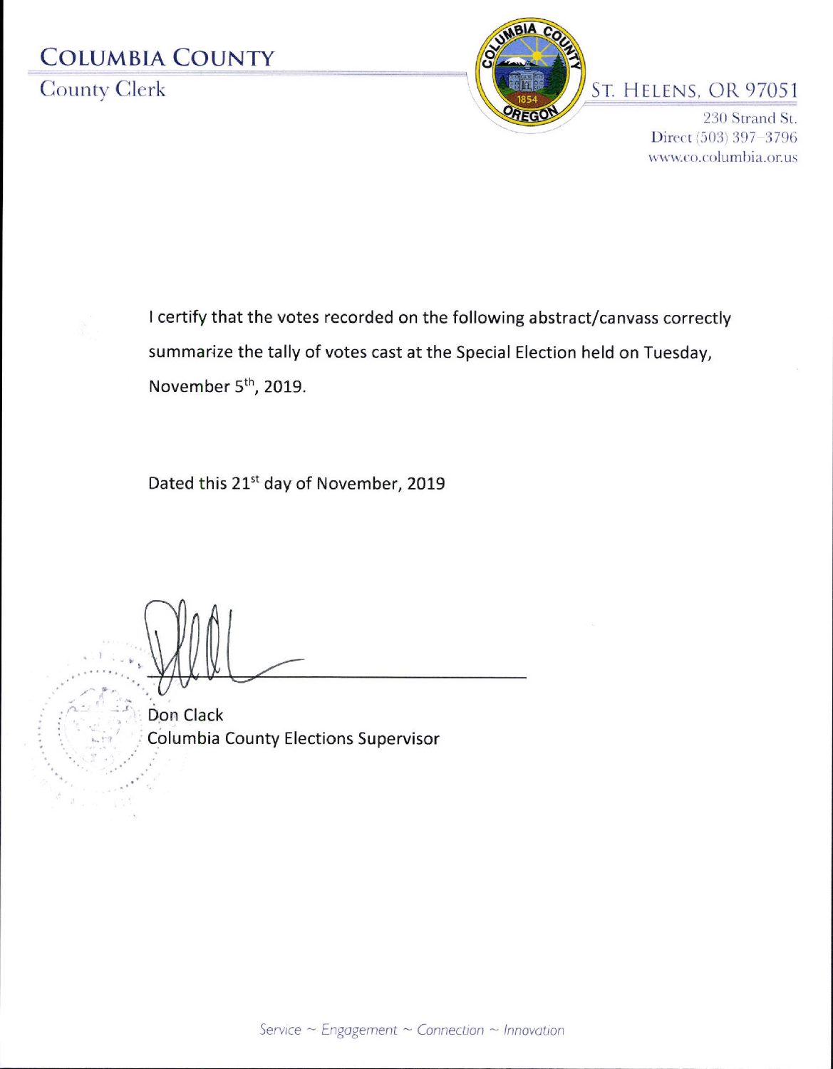# COLUMBIA COUNTY

County Clerk

ST. HELENS, OR 97051

230 Strand St.
Direct (503) 397-3796
www.co.columbia.or.us

I certify that the votes recorded on the following abstract/canvass correctly summarize the tally of votes cast at the Special Election held on Tuesday, November 5th, 2019.

Dated this 21st day of November, 2019

Don Clack
Columbia County Elections Supervisor

*Service ~ Engagement ~ Connection ~ Innovation*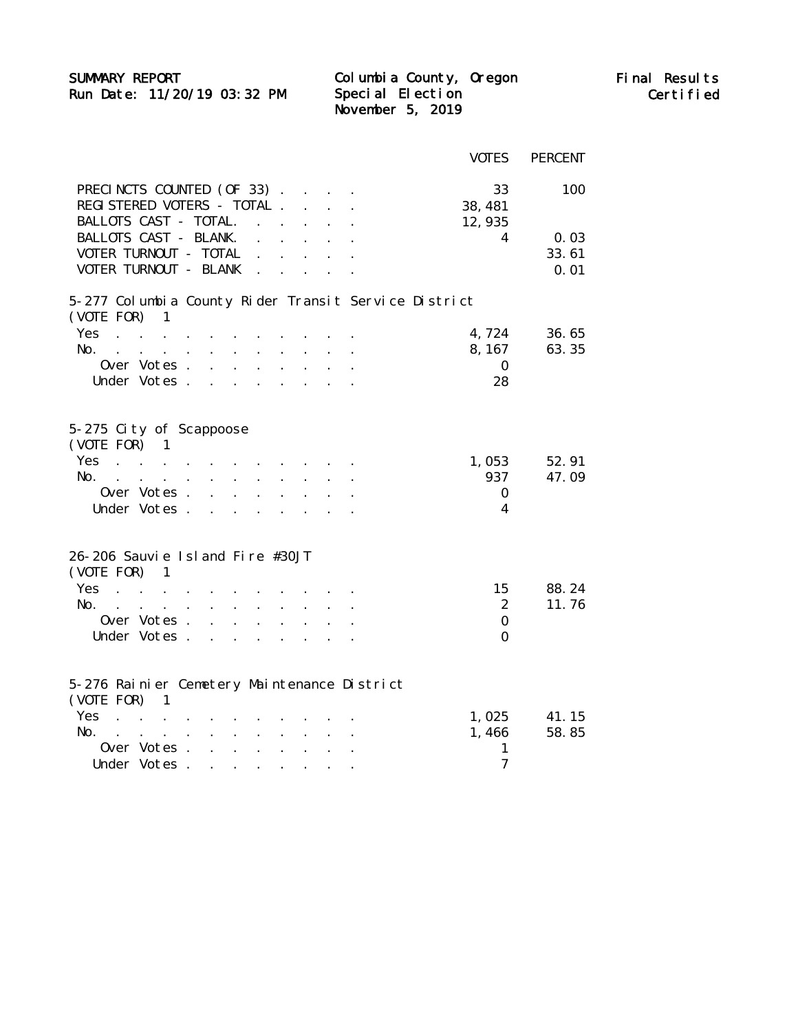SUMMARY REPORT
Run Date: 11/20/19 03:32 PM

Columbia County, Oregon
Special Election
November 5, 2019

Final Results
Certified

| | VOTES | PERCENT |
|---|---|---|
| PRECINCTS COUNTED (OF 33) | 33 | 100 |
| REGISTERED VOTERS - TOTAL | 38,481 | |
| BALLOTS CAST - TOTAL | 12,935 | |
| BALLOTS CAST - BLANK | 4 | 0.03 |
| VOTER TURNOUT - TOTAL | | 33.61 |
| VOTER TURNOUT - BLANK | | 0.01 |

**5-277 Columbia County Rider Transit Service District**
(VOTE FOR) 1

| | VOTES | PERCENT |
|---|---|---|
| Yes | 4,724 | 36.65 |
| No. | 8,167 | 63.35 |
| Over Votes | 0 | |
| Under Votes | 28 | |

**5-275 City of Scappoose**
(VOTE FOR) 1

| | VOTES | PERCENT |
|---|---|---|
| Yes | 1,053 | 52.91 |
| No. | 937 | 47.09 |
| Over Votes | 0 | |
| Under Votes | 4 | |

**26-206 Sauvie Island Fire #30JT**
(VOTE FOR) 1

| | VOTES | PERCENT |
|---|---|---|
| Yes | 15 | 88.24 |
| No. | 2 | 11.76 |
| Over Votes | 0 | |
| Under Votes | 0 | |

**5-276 Rainier Cemetery Maintenance District**
(VOTE FOR) 1

| | VOTES | PERCENT |
|---|---|---|
| Yes | 1,025 | 41.15 |
| No. | 1,466 | 58.85 |
| Over Votes | 1 | |
| Under Votes | 7 | |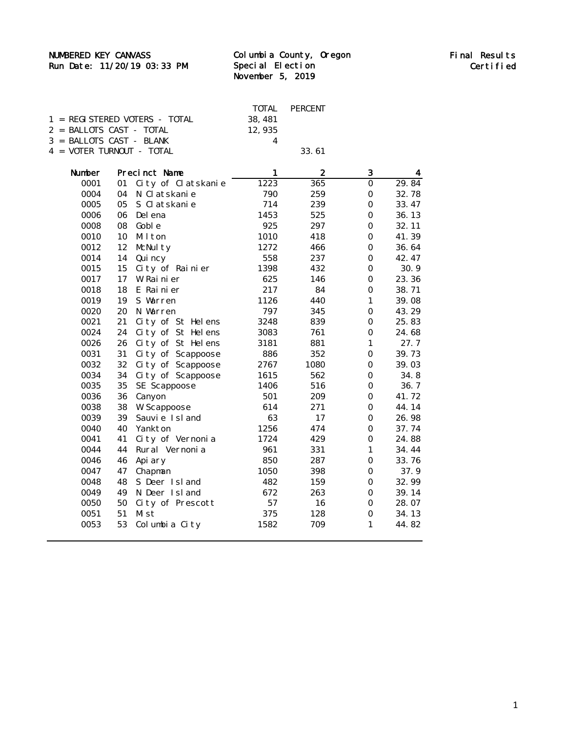NUMBERED KEY CANVASS
Run Date: 11/20/19 03:33 PM

Columbia County, Oregon
Special Election
November 5, 2019

Final Results
Certified

| | TOTAL | PERCENT |
|---|---|---|
| 1 = REGISTERED VOTERS - TOTAL | 38,481 | |
| 2 = BALLOTS CAST - TOTAL | 12,935 | |
| 3 = BALLOTS CAST - BLANK | 4 | |
| 4 = VOTER TURNOUT - TOTAL | | 33.61 |

| Number | Precinct Name | 1 | 2 | 3 | 4 |
|---|---|---|---|---|---|
| 0001 | 01 City of Clatskanie | 1223 | 365 | 0 | 29.84 |
| 0004 | 04 N Clatskanie | 790 | 259 | 0 | 32.78 |
| 0005 | 05 S Clatskanie | 714 | 239 | 0 | 33.47 |
| 0006 | 06 Delena | 1453 | 525 | 0 | 36.13 |
| 0008 | 08 Goble | 925 | 297 | 0 | 32.11 |
| 0010 | 10 Milton | 1010 | 418 | 0 | 41.39 |
| 0012 | 12 McNulty | 1272 | 466 | 0 | 36.64 |
| 0014 | 14 Quincy | 558 | 237 | 0 | 42.47 |
| 0015 | 15 City of Rainier | 1398 | 432 | 0 | 30.9 |
| 0017 | 17 W Rainier | 625 | 146 | 0 | 23.36 |
| 0018 | 18 E Rainier | 217 | 84 | 0 | 38.71 |
| 0019 | 19 S Warren | 1126 | 440 | 1 | 39.08 |
| 0020 | 20 N Warren | 797 | 345 | 0 | 43.29 |
| 0021 | 21 City of St Helens | 3248 | 839 | 0 | 25.83 |
| 0024 | 24 City of St Helens | 3083 | 761 | 0 | 24.68 |
| 0026 | 26 City of St Helens | 3181 | 881 | 1 | 27.7 |
| 0031 | 31 City of Scappoose | 886 | 352 | 0 | 39.73 |
| 0032 | 32 City of Scappoose | 2767 | 1080 | 0 | 39.03 |
| 0034 | 34 City of Scappoose | 1615 | 562 | 0 | 34.8 |
| 0035 | 35 SE Scappoose | 1406 | 516 | 0 | 36.7 |
| 0036 | 36 Canyon | 501 | 209 | 0 | 41.72 |
| 0038 | 38 W Scappoose | 614 | 271 | 0 | 44.14 |
| 0039 | 39 Sauvie Island | 63 | 17 | 0 | 26.98 |
| 0040 | 40 Yankton | 1256 | 474 | 0 | 37.74 |
| 0041 | 41 City of Vernonia | 1724 | 429 | 0 | 24.88 |
| 0044 | 44 Rural Vernonia | 961 | 331 | 1 | 34.44 |
| 0046 | 46 Apiary | 850 | 287 | 0 | 33.76 |
| 0047 | 47 Chapman | 1050 | 398 | 0 | 37.9 |
| 0048 | 48 S Deer Island | 482 | 159 | 0 | 32.99 |
| 0049 | 49 N Deer Island | 672 | 263 | 0 | 39.14 |
| 0050 | 50 City of Prescott | 57 | 16 | 0 | 28.07 |
| 0051 | 51 Mist | 375 | 128 | 0 | 34.13 |
| 0053 | 53 Columbia City | 1582 | 709 | 1 | 44.82 |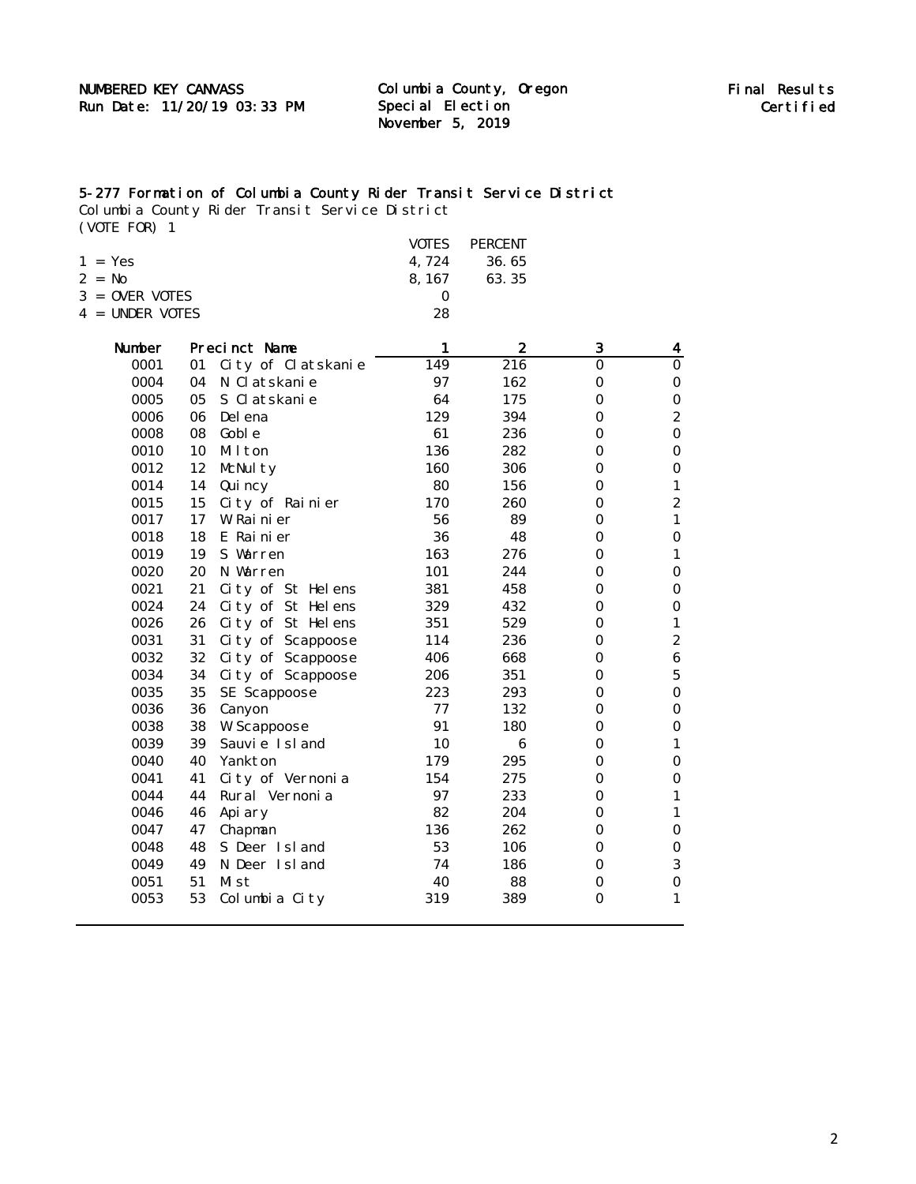NUMBERED KEY CANVASS
Run Date: 11/20/19 03:33 PM

Columbia County, Oregon
Special Election
November 5, 2019

Final Results
Certified

## 5-277 Formation of Columbia County Rider Transit Service District

Columbia County Rider Transit Service District
(VOTE FOR) 1

| | VOTES | PERCENT |
|---|---|---|
| 1 = Yes | 4,724 | 36.65 |
| 2 = No | 8,167 | 63.35 |
| 3 = OVER VOTES | 0 | |
| 4 = UNDER VOTES | 28 | |

| Number | Precinct Name | 1 | 2 | 3 | 4 |
|---|---|---|---|---|---|
| 0001 | 01 City of Clatskanie | 149 | 216 | 0 | 0 |
| 0004 | 04 N Clatskanie | 97 | 162 | 0 | 0 |
| 0005 | 05 S Clatskanie | 64 | 175 | 0 | 0 |
| 0006 | 06 Delena | 129 | 394 | 0 | 2 |
| 0008 | 08 Goble | 61 | 236 | 0 | 0 |
| 0010 | 10 Milton | 136 | 282 | 0 | 0 |
| 0012 | 12 McNulty | 160 | 306 | 0 | 0 |
| 0014 | 14 Quincy | 80 | 156 | 0 | 1 |
| 0015 | 15 City of Rainier | 170 | 260 | 0 | 2 |
| 0017 | 17 W Rainier | 56 | 89 | 0 | 1 |
| 0018 | 18 E Rainier | 36 | 48 | 0 | 0 |
| 0019 | 19 S Warren | 163 | 276 | 0 | 1 |
| 0020 | 20 N Warren | 101 | 244 | 0 | 0 |
| 0021 | 21 City of St Helens | 381 | 458 | 0 | 0 |
| 0024 | 24 City of St Helens | 329 | 432 | 0 | 0 |
| 0026 | 26 City of St Helens | 351 | 529 | 0 | 1 |
| 0031 | 31 City of Scappoose | 114 | 236 | 0 | 2 |
| 0032 | 32 City of Scappoose | 406 | 668 | 0 | 6 |
| 0034 | 34 City of Scappoose | 206 | 351 | 0 | 5 |
| 0035 | 35 SE Scappoose | 223 | 293 | 0 | 0 |
| 0036 | 36 Canyon | 77 | 132 | 0 | 0 |
| 0038 | 38 W Scappoose | 91 | 180 | 0 | 0 |
| 0039 | 39 Sauvie Island | 10 | 6 | 0 | 1 |
| 0040 | 40 Yankton | 179 | 295 | 0 | 0 |
| 0041 | 41 City of Vernonia | 154 | 275 | 0 | 0 |
| 0044 | 44 Rural Vernonia | 97 | 233 | 0 | 1 |
| 0046 | 46 Apiary | 82 | 204 | 0 | 1 |
| 0047 | 47 Chapman | 136 | 262 | 0 | 0 |
| 0048 | 48 S Deer Island | 53 | 106 | 0 | 0 |
| 0049 | 49 N Deer Island | 74 | 186 | 0 | 3 |
| 0051 | 51 Mist | 40 | 88 | 0 | 0 |
| 0053 | 53 Columbia City | 319 | 389 | 0 | 1 |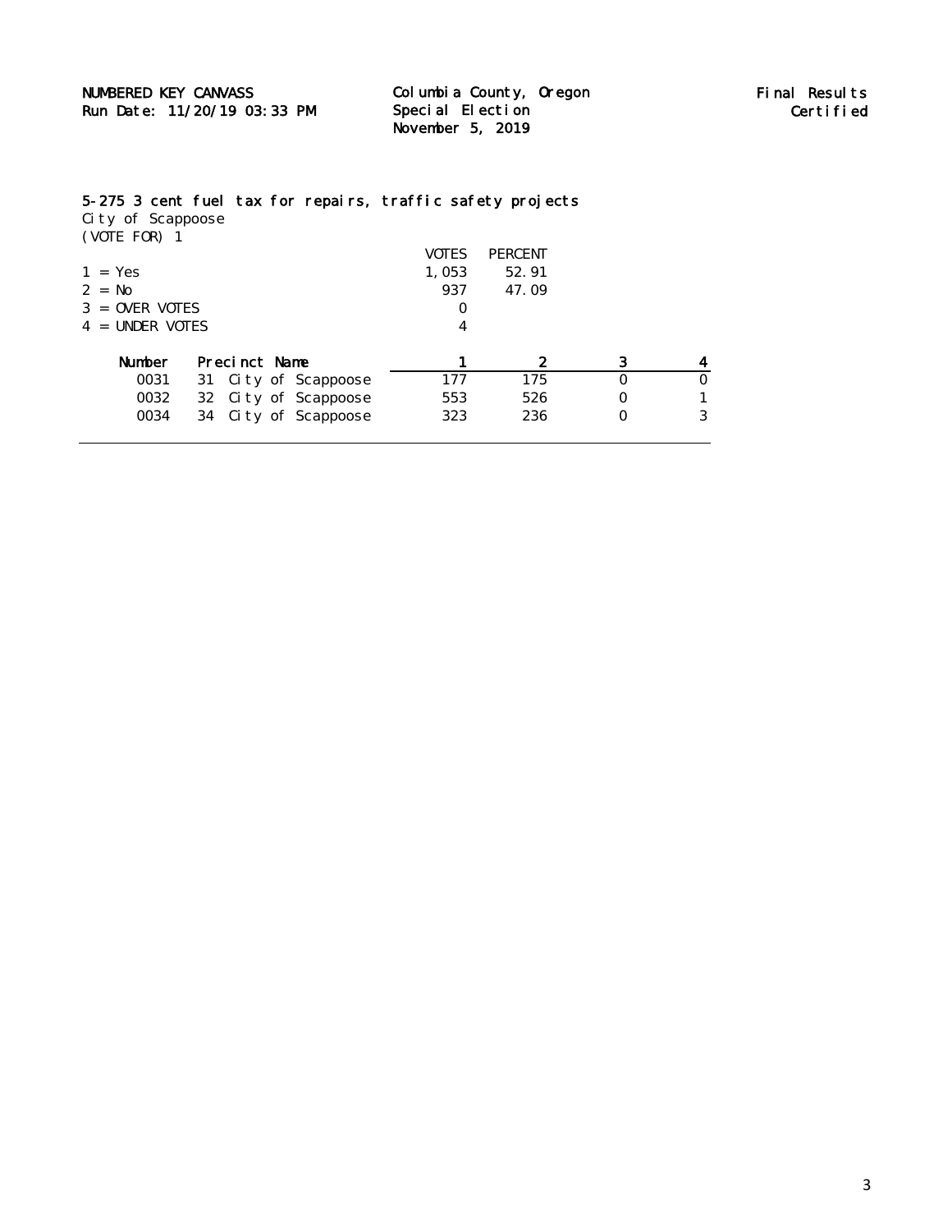NUMBERED KEY CANVASS
Run Date: 11/20/19 03:33 PM

Columbia County, Oregon
Special Election
November 5, 2019

Final Results
Certified

**5-275 3 cent fuel tax for repairs, traffic safety projects**
City of Scappoose
(VOTE FOR) 1

| | VOTES | PERCENT |
|---|---|---|
| 1 = Yes | 1,053 | 52.91 |
| 2 = No | 937 | 47.09 |
| 3 = OVER VOTES | 0 | |
| 4 = UNDER VOTES | 4 | |

| Number | Precinct Name | 1 | 2 | 3 | 4 |
|---|---|---|---|---|---|
| 0031 | 31 City of Scappoose | 177 | 175 | 0 | 0 |
| 0032 | 32 City of Scappoose | 553 | 526 | 0 | 1 |
| 0034 | 34 City of Scappoose | 323 | 236 | 0 | 3 |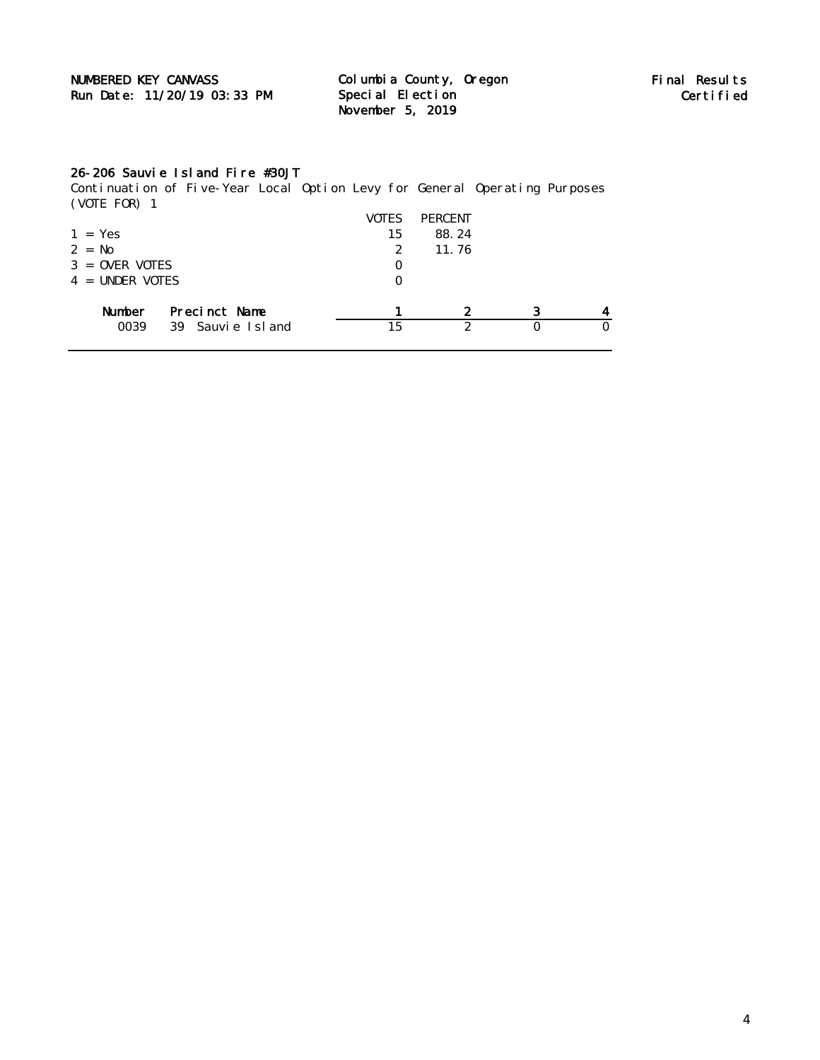NUMBERED KEY CANVASS
Run Date: 11/20/19 03:33 PM

Columbia County, Oregon
Special Election
November 5, 2019

Final Results
Certified

## 26-206 Sauvie Island Fire #30JT

Continuation of Five-Year Local Option Levy for General Operating Purposes
(VOTE FOR) 1

| | VOTES | PERCENT |
|---|---|---|
| 1 = Yes | 15 | 88.24 |
| 2 = No | 2 | 11.76 |
| 3 = OVER VOTES | 0 | |
| 4 = UNDER VOTES | 0 | |

| Number | Precinct Name | 1 | 2 | 3 | 4 |
|---|---|---|---|---|---|
| 0039 | 39 Sauvie Island | 15 | 2 | 0 | 0 |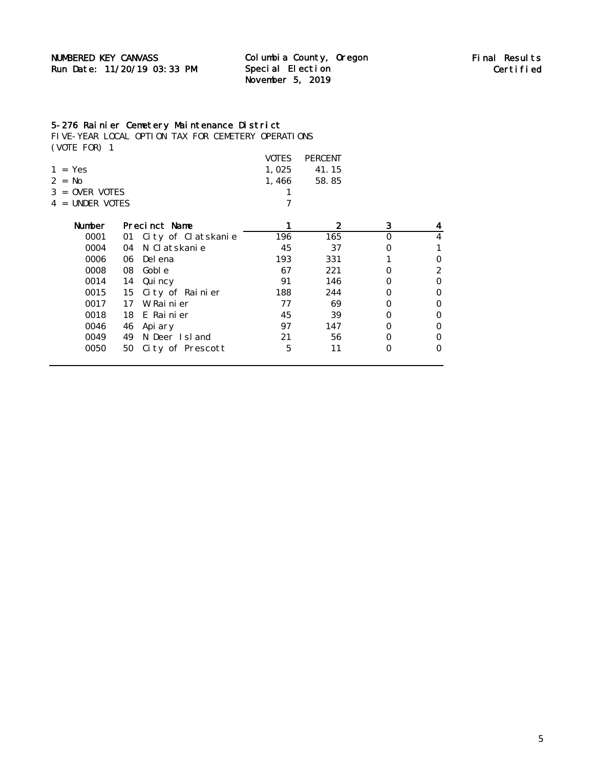NUMBERED KEY CANVASS
Run Date: 11/20/19 03:33 PM

Columbia County, Oregon
Special Election
November 5, 2019

Final Results
Certified

## 5-276 Rainier Cemetery Maintenance District

FIVE-YEAR LOCAL OPTION TAX FOR CEMETERY OPERATIONS
(VOTE FOR) 1

| | VOTES | PERCENT |
|---|---|---|
| 1 = Yes | 1,025 | 41.15 |
| 2 = No | 1,466 | 58.85 |
| 3 = OVER VOTES | 1 | |
| 4 = UNDER VOTES | 7 | |

| Number | Precinct Name | 1 | 2 | 3 | 4 |
|---|---|---|---|---|---|
| 0001 | 01 City of Clatskanie | 196 | 165 | 0 | 4 |
| 0004 | 04 N Clatskanie | 45 | 37 | 0 | 1 |
| 0006 | 06 Delena | 193 | 331 | 1 | 0 |
| 0008 | 08 Goble | 67 | 221 | 0 | 2 |
| 0014 | 14 Quincy | 91 | 146 | 0 | 0 |
| 0015 | 15 City of Rainier | 188 | 244 | 0 | 0 |
| 0017 | 17 W Rainier | 77 | 69 | 0 | 0 |
| 0018 | 18 E Rainier | 45 | 39 | 0 | 0 |
| 0046 | 46 Apiary | 97 | 147 | 0 | 0 |
| 0049 | 49 N Deer Island | 21 | 56 | 0 | 0 |
| 0050 | 50 City of Prescott | 5 | 11 | 0 | 0 |